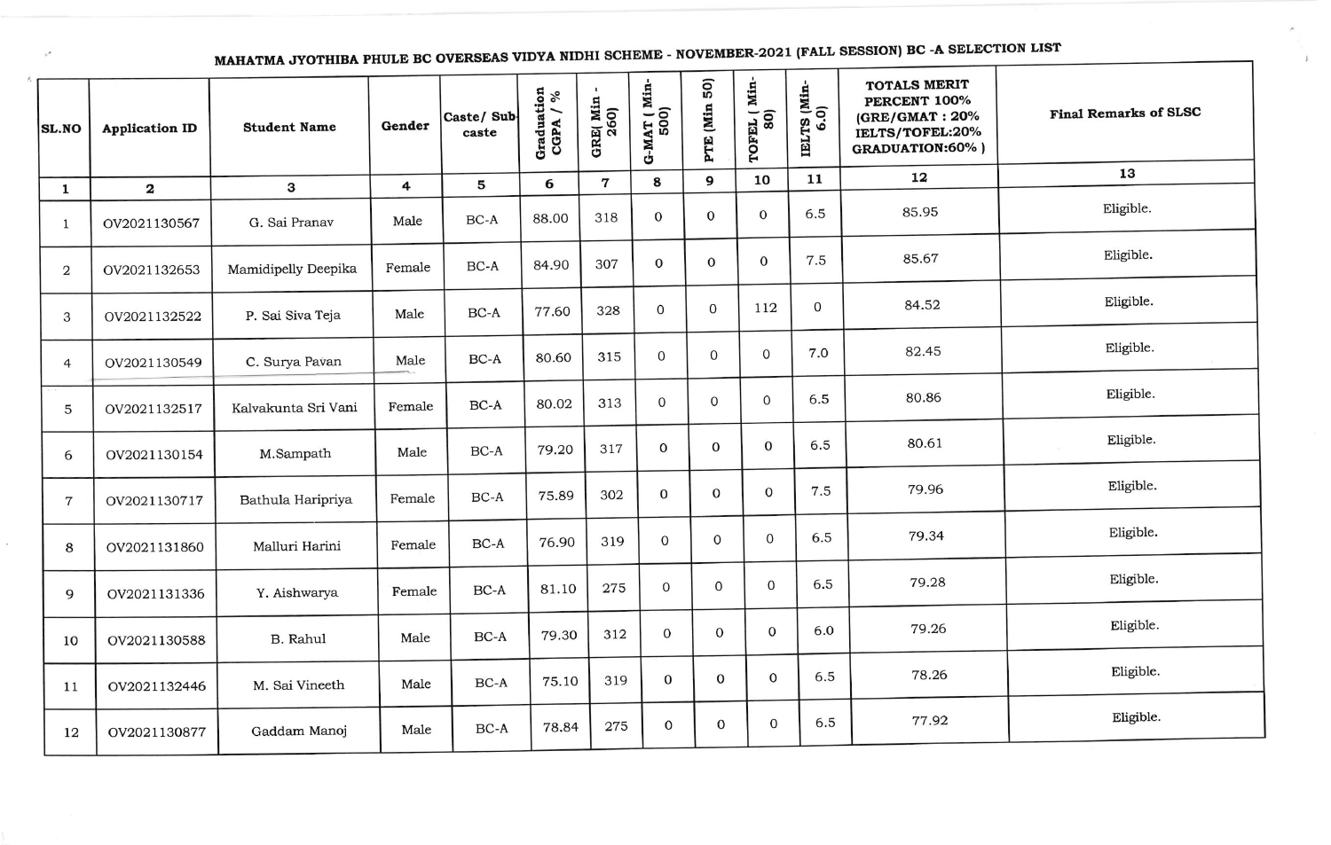# MAHATMA JYOTHIBA PHULE BC OVERSEAS VIDYA NIDHI SCHEME - NOVEMBER-2021 (FALL SESSION) BC -A SELECTION LIST

| SL.NO | Application ID | Student Name | Gender | Caste/ Sub-caste | Graduation CGPA / % | GRE( Min - 260) | G-MAT ( Min-500) | PTE (Min 50) | TOFEL ( Min-80) | IELTS (Min-6.0) | TOTALS MERIT PERCENT 100% (GRE/GMAT : 20% IELTS/TOFEL:20% GRADUATION:60% ) | Final Remarks of SLSC |
|---|---|---|---|---|---|---|---|---|---|---|---|---|
| 1 | 2 | 3 | 4 | 5 | 6 | 7 | 8 | 9 | 10 | 11 | 12 | 13 |
| 1 | OV2021130567 | G. Sai Pranav | Male | BC-A | 88.00 | 318 | 0 | 0 | 0 | 6.5 | 85.95 | Eligible. |
| 2 | OV2021132653 | Mamidipelly Deepika | Female | BC-A | 84.90 | 307 | 0 | 0 | 0 | 7.5 | 85.67 | Eligible. |
| 3 | OV2021132522 | P. Sai Siva Teja | Male | BC-A | 77.60 | 328 | 0 | 0 | 112 | 0 | 84.52 | Eligible. |
| 4 | OV2021130549 | C. Surya Pavan | Male | BC-A | 80.60 | 315 | 0 | 0 | 0 | 7.0 | 82.45 | Eligible. |
| 5 | OV2021132517 | Kalvakunta Sri Vani | Female | BC-A | 80.02 | 313 | 0 | 0 | 0 | 6.5 | 80.86 | Eligible. |
| 6 | OV2021130154 | M.Sampath | Male | BC-A | 79.20 | 317 | 0 | 0 | 0 | 6.5 | 80.61 | Eligible. |
| 7 | OV2021130717 | Bathula Haripriya | Female | BC-A | 75.89 | 302 | 0 | 0 | 0 | 7.5 | 79.96 | Eligible. |
| 8 | OV2021131860 | Malluri Harini | Female | BC-A | 76.90 | 319 | 0 | 0 | 0 | 6.5 | 79.34 | Eligible. |
| 9 | OV2021131336 | Y. Aishwarya | Female | BC-A | 81.10 | 275 | 0 | 0 | 0 | 6.5 | 79.28 | Eligible. |
| 10 | OV2021130588 | B. Rahul | Male | BC-A | 79.30 | 312 | 0 | 0 | 0 | 6.0 | 79.26 | Eligible. |
| 11 | OV2021132446 | M. Sai Vineeth | Male | BC-A | 75.10 | 319 | 0 | 0 | 0 | 6.5 | 78.26 | Eligible. |
| 12 | OV2021130877 | Gaddam Manoj | Male | BC-A | 78.84 | 275 | 0 | 0 | 0 | 6.5 | 77.92 | Eligible. |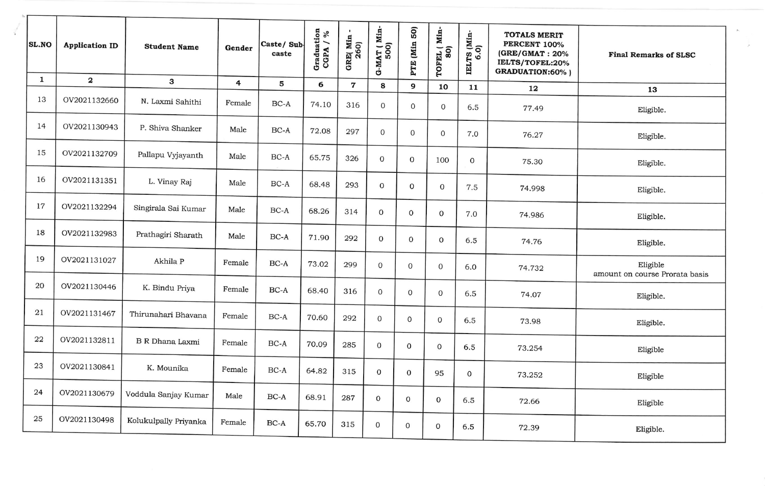| SL.NO | Application ID | Student Name | Gender | Caste/ Sub-caste | Graduation CGPA / % | GRE( Min - 260) | G-MAT ( Min-500) | PTE (Min 50) | TOFEL ( Min-80) | IELTS (Min-6.0) | TOTALS MERIT PERCENT 100% (GRE/GMAT : 20% IELTS/TOFEL:20% GRADUATION:60% ) | Final Remarks of SLSC |
|---|---|---|---|---|---|---|---|---|---|---|---|---|
| 1 | 2 | 3 | 4 | 5 | 6 | 7 | 8 | 9 | 10 | 11 | 12 | 13 |
| 13 | OV2021132660 | N. Laxmi Sahithi | Female | BC-A | 74.10 | 316 | 0 | 0 | 0 | 6.5 | 77.49 | Eligible. |
| 14 | OV2021130943 | P. Shiva Shanker | Male | BC-A | 72.08 | 297 | 0 | 0 | 0 | 7.0 | 76.27 | Eligible. |
| 15 | OV2021132709 | Pallapu Vyjayanth | Male | BC-A | 65.75 | 326 | 0 | 0 | 100 | 0 | 75.30 | Eligible. |
| 16 | OV2021131351 | L. Vinay Raj | Male | BC-A | 68.48 | 293 | 0 | 0 | 0 | 7.5 | 74.998 | Eligible. |
| 17 | OV2021132294 | Singirala Sai Kumar | Male | BC-A | 68.26 | 314 | 0 | 0 | 0 | 7.0 | 74.986 | Eligible. |
| 18 | OV2021132983 | Prathagiri Sharath | Male | BC-A | 71.90 | 292 | 0 | 0 | 0 | 6.5 | 74.76 | Eligible. |
| 19 | OV2021131027 | Akhila P | Female | BC-A | 73.02 | 299 | 0 | 0 | 0 | 6.0 | 74.732 | Eligible amount on course Prorata basis |
| 20 | OV2021130446 | K. Bindu Priya | Female | BC-A | 68.40 | 316 | 0 | 0 | 0 | 6.5 | 74.07 | Eligible. |
| 21 | OV2021131467 | Thirunahari Bhavana | Female | BC-A | 70.60 | 292 | 0 | 0 | 0 | 6.5 | 73.98 | Eligible. |
| 22 | OV2021132811 | B R Dhana Laxmi | Female | BC-A | 70.09 | 285 | 0 | 0 | 0 | 6.5 | 73.254 | Eligible |
| 23 | OV2021130841 | K. Mounika | Female | BC-A | 64.82 | 315 | 0 | 0 | 95 | 0 | 73.252 | Eligible |
| 24 | OV2021130679 | Voddula Sanjay Kumar | Male | BC-A | 68.91 | 287 | 0 | 0 | 0 | 6.5 | 72.66 | Eligible |
| 25 | OV2021130498 | Kolukulpally Priyanka | Female | BC-A | 65.70 | 315 | 0 | 0 | 0 | 6.5 | 72.39 | Eligible. |